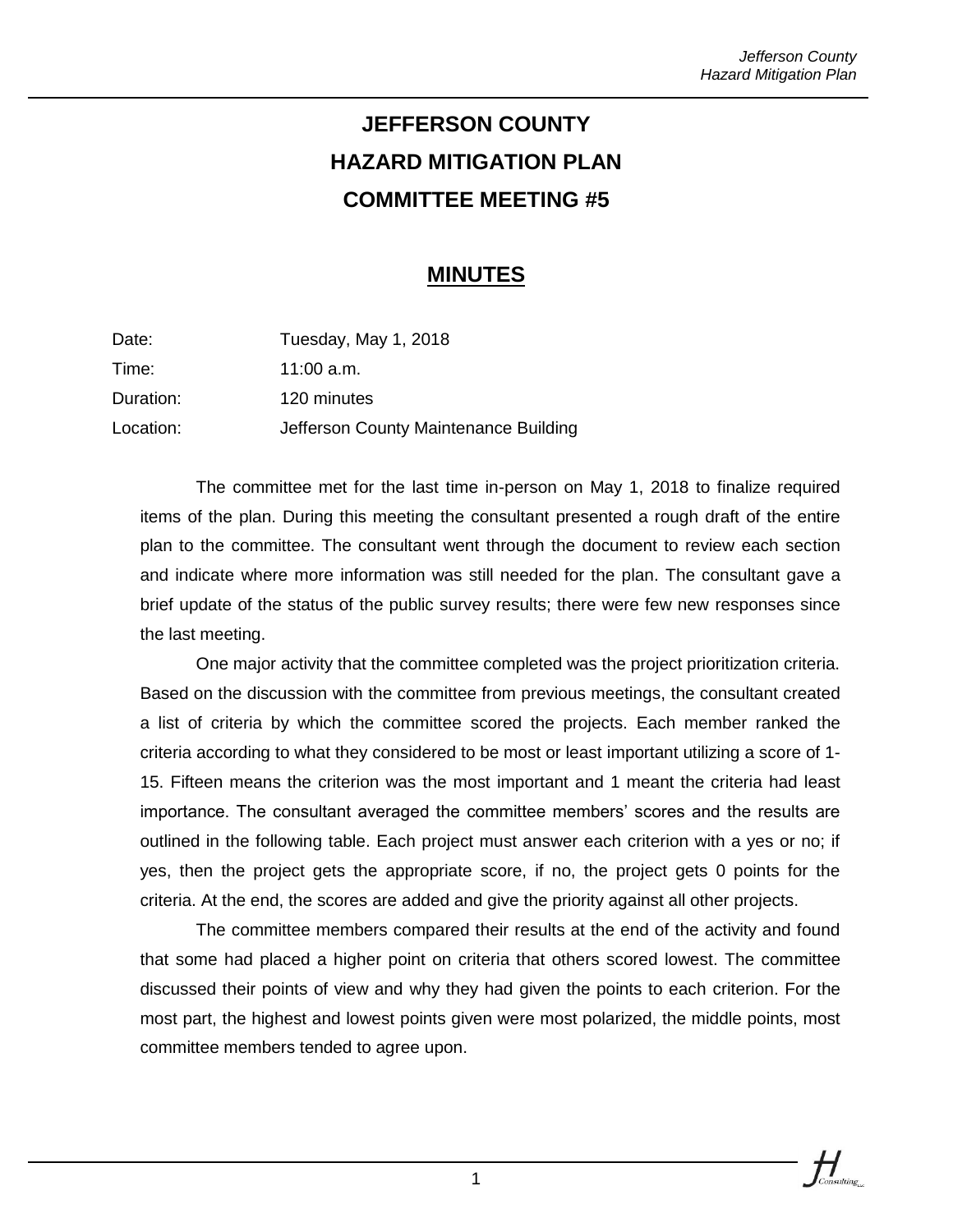# JEFFERSON COUNTY
# HAZARD MITIGATION PLAN
# COMMITTEE MEETING #5

## MINUTES

| | |
|---|---|
| Date: | Tuesday, May 1, 2018 |
| Time: | 11:00 a.m. |
| Duration: | 120 minutes |
| Location: | Jefferson County Maintenance Building |

The committee met for the last time in-person on May 1, 2018 to finalize required items of the plan. During this meeting the consultant presented a rough draft of the entire plan to the committee. The consultant went through the document to review each section and indicate where more information was still needed for the plan. The consultant gave a brief update of the status of the public survey results; there were few new responses since the last meeting.

One major activity that the committee completed was the project prioritization criteria. Based on the discussion with the committee from previous meetings, the consultant created a list of criteria by which the committee scored the projects. Each member ranked the criteria according to what they considered to be most or least important utilizing a score of 1-15. Fifteen means the criterion was the most important and 1 meant the criteria had least importance. The consultant averaged the committee members' scores and the results are outlined in the following table. Each project must answer each criterion with a yes or no; if yes, then the project gets the appropriate score, if no, the project gets 0 points for the criteria. At the end, the scores are added and give the priority against all other projects.

The committee members compared their results at the end of the activity and found that some had placed a higher point on criteria that others scored lowest. The committee discussed their points of view and why they had given the points to each criterion. For the most part, the highest and lowest points given were most polarized, the middle points, most committee members tended to agree upon.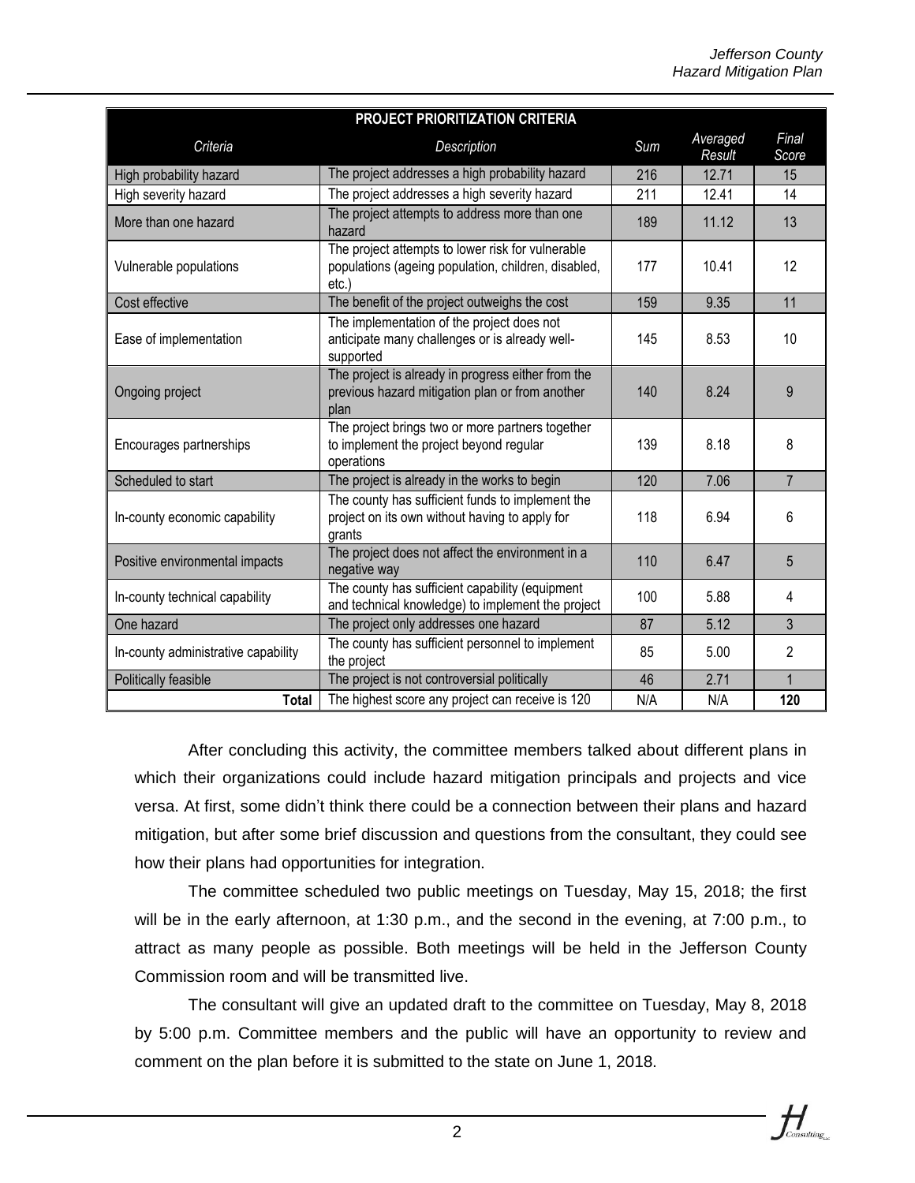| PROJECT PRIORITIZATION CRITERIA | | | | |
|---|---|---|---|---|
| *Criteria* | *Description* | *Sum* | *Averaged Result* | *Final Score* |
| High probability hazard | The project addresses a high probability hazard | 216 | 12.71 | 15 |
| High severity hazard | The project addresses a high severity hazard | 211 | 12.41 | 14 |
| More than one hazard | The project attempts to address more than one hazard | 189 | 11.12 | 13 |
| Vulnerable populations | The project attempts to lower risk for vulnerable populations (ageing population, children, disabled, etc.) | 177 | 10.41 | 12 |
| Cost effective | The benefit of the project outweighs the cost | 159 | 9.35 | 11 |
| Ease of implementation | The implementation of the project does not anticipate many challenges or is already well-supported | 145 | 8.53 | 10 |
| Ongoing project | The project is already in progress either from the previous hazard mitigation plan or from another plan | 140 | 8.24 | 9 |
| Encourages partnerships | The project brings two or more partners together to implement the project beyond regular operations | 139 | 8.18 | 8 |
| Scheduled to start | The project is already in the works to begin | 120 | 7.06 | 7 |
| In-county economic capability | The county has sufficient funds to implement the project on its own without having to apply for grants | 118 | 6.94 | 6 |
| Positive environmental impacts | The project does not affect the environment in a negative way | 110 | 6.47 | 5 |
| In-county technical capability | The county has sufficient capability (equipment and technical knowledge) to implement the project | 100 | 5.88 | 4 |
| One hazard | The project only addresses one hazard | 87 | 5.12 | 3 |
| In-county administrative capability | The county has sufficient personnel to implement the project | 85 | 5.00 | 2 |
| Politically feasible | The project is not controversial politically | 46 | 2.71 | 1 |
| **Total** | The highest score any project can receive is 120 | N/A | N/A | **120** |

After concluding this activity, the committee members talked about different plans in which their organizations could include hazard mitigation principals and projects and vice versa. At first, some didn't think there could be a connection between their plans and hazard mitigation, but after some brief discussion and questions from the consultant, they could see how their plans had opportunities for integration.

The committee scheduled two public meetings on Tuesday, May 15, 2018; the first will be in the early afternoon, at 1:30 p.m., and the second in the evening, at 7:00 p.m., to attract as many people as possible. Both meetings will be held in the Jefferson County Commission room and will be transmitted live.

The consultant will give an updated draft to the committee on Tuesday, May 8, 2018 by 5:00 p.m. Committee members and the public will have an opportunity to review and comment on the plan before it is submitted to the state on June 1, 2018.